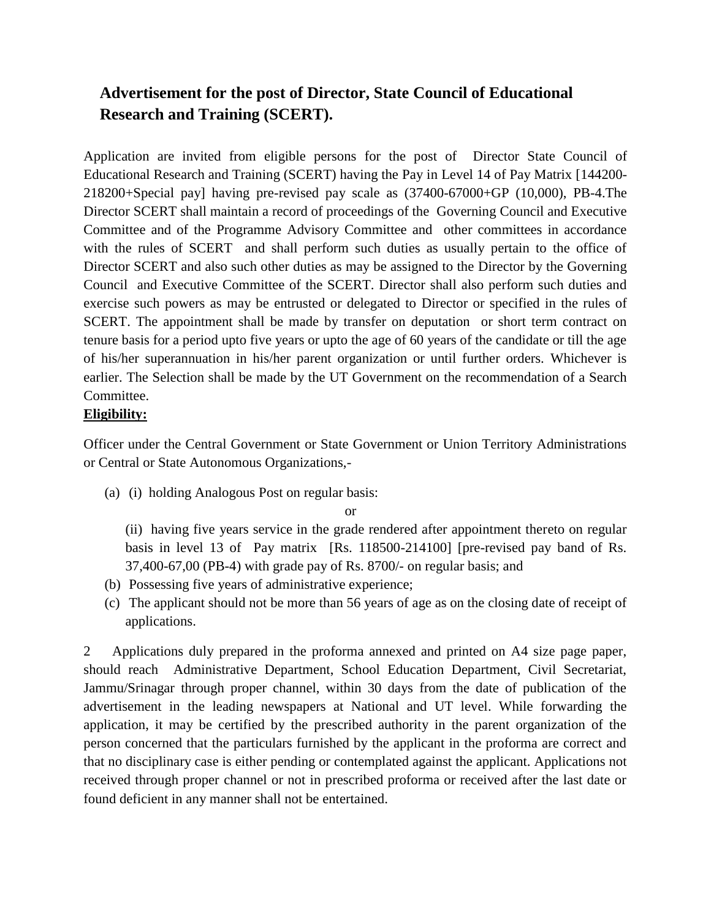# Advertisement for the post of Director, State Council of Educational Research and Training (SCERT).

Application are invited from eligible persons for the post of Director State Council of Educational Research and Training (SCERT) having the Pay in Level 14 of Pay Matrix [144200-218200+Special pay] having pre-revised pay scale as (37400-67000+GP (10,000), PB-4.The Director SCERT shall maintain a record of proceedings of the Governing Council and Executive Committee and of the Programme Advisory Committee and other committees in accordance with the rules of SCERT and shall perform such duties as usually pertain to the office of Director SCERT and also such other duties as may be assigned to the Director by the Governing Council and Executive Committee of the SCERT. Director shall also perform such duties and exercise such powers as may be entrusted or delegated to Director or specified in the rules of SCERT. The appointment shall be made by transfer on deputation or short term contract on tenure basis for a period upto five years or upto the age of 60 years of the candidate or till the age of his/her superannuation in his/her parent organization or until further orders. Whichever is earlier. The Selection shall be made by the UT Government on the recommendation of a Search Committee.

**Eligibility:**

Officer under the Central Government or State Government or Union Territory Administrations or Central or State Autonomous Organizations,-

(a) (i) holding Analogous Post on regular basis:

or

(ii) having five years service in the grade rendered after appointment thereto on regular basis in level 13 of Pay matrix [Rs. 118500-214100] [pre-revised pay band of Rs. 37,400-67,00 (PB-4) with grade pay of Rs. 8700/- on regular basis; and

(b) Possessing five years of administrative experience;

(c) The applicant should not be more than 56 years of age as on the closing date of receipt of applications.

2 Applications duly prepared in the proforma annexed and printed on A4 size page paper, should reach Administrative Department, School Education Department, Civil Secretariat, Jammu/Srinagar through proper channel, within 30 days from the date of publication of the advertisement in the leading newspapers at National and UT level. While forwarding the application, it may be certified by the prescribed authority in the parent organization of the person concerned that the particulars furnished by the applicant in the proforma are correct and that no disciplinary case is either pending or contemplated against the applicant. Applications not received through proper channel or not in prescribed proforma or received after the last date or found deficient in any manner shall not be entertained.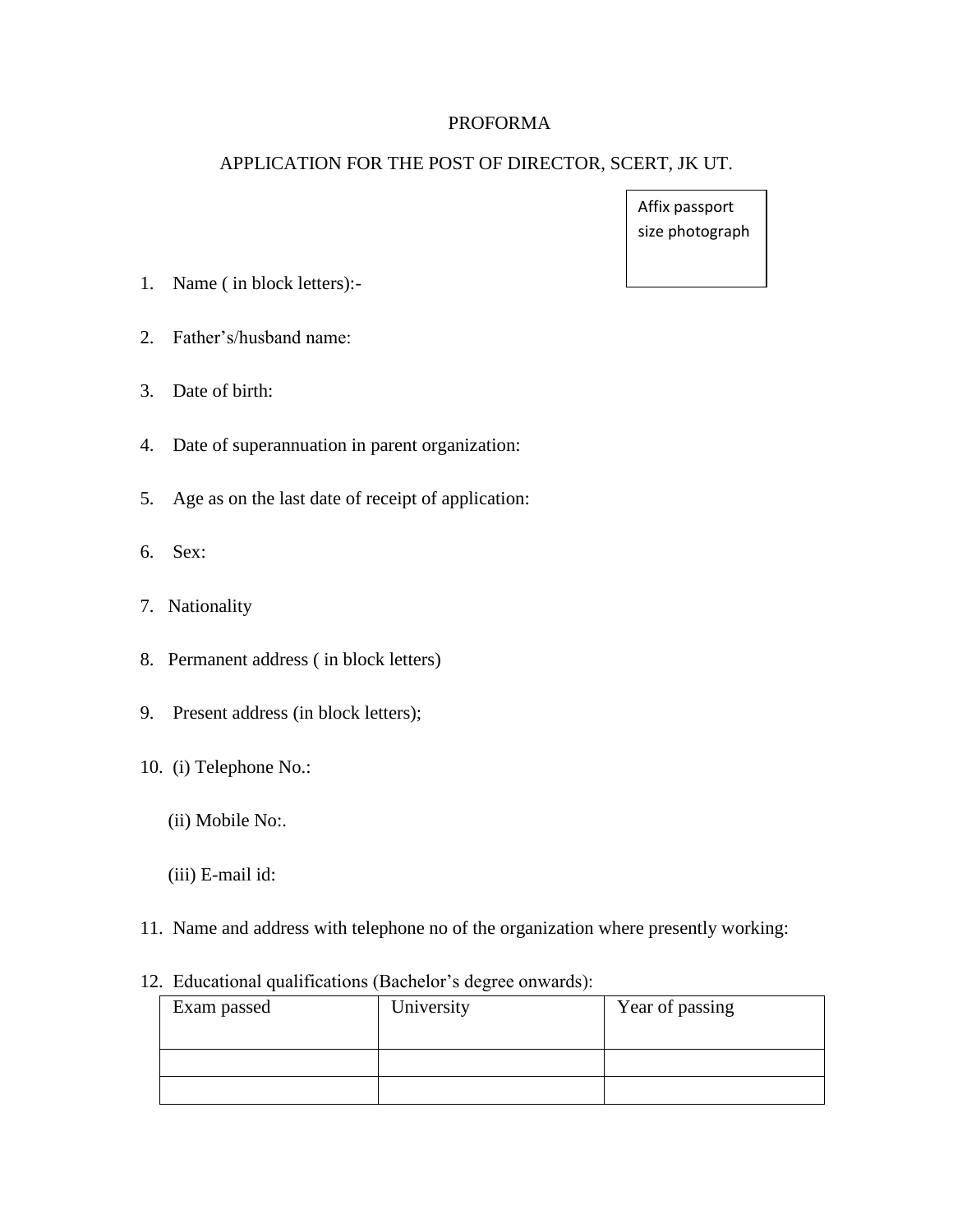PROFORMA

APPLICATION FOR THE POST OF DIRECTOR, SCERT, JK UT.

Affix passport size photograph

1. Name ( in block letters):-

2. Father's/husband name:

3. Date of birth:

4. Date of superannuation in parent organization:

5. Age as on the last date of receipt of application:

6. Sex:

7. Nationality

8. Permanent address ( in block letters)

9. Present address (in block letters);

10. (i) Telephone No.:

    (ii) Mobile No:.

    (iii) E-mail id:

11. Name and address with telephone no of the organization where presently working:

12. Educational qualifications (Bachelor's degree onwards):

| Exam passed | University | Year of passing |
|---|---|---|
| | | |
| | | |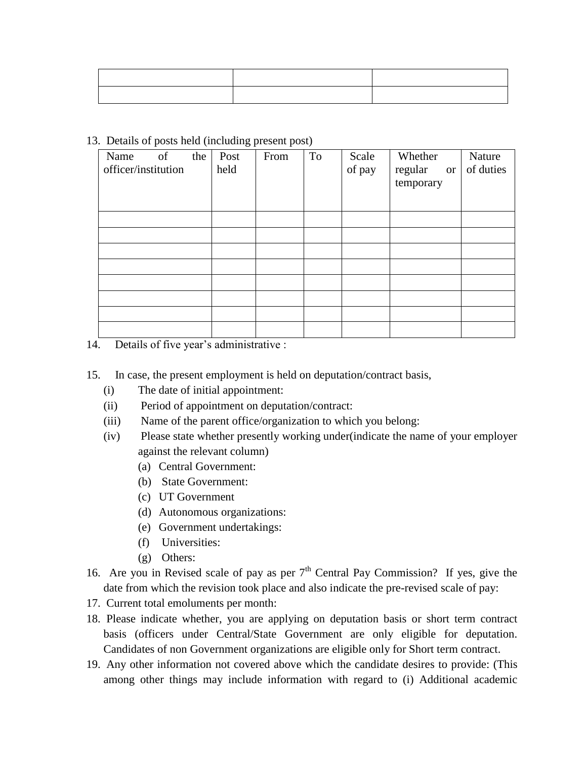| | | |
|---|---|---|
| | | |
| | | |

13. Details of posts held (including present post)

| Name of the officer/institution | Post held | From | To | Scale of pay | Whether regular or temporary | Nature of duties |
|---|---|---|---|---|---|---|
| | | | | | | |
| | | | | | | |
| | | | | | | |
| | | | | | | |
| | | | | | | |
| | | | | | | |
| | | | | | | |
| | | | | | | |

14. Details of five year's administrative :

15. In case, the present employment is held on deputation/contract basis,
    - (i) The date of initial appointment:
    - (ii) Period of appointment on deputation/contract:
    - (iii) Name of the parent office/organization to which you belong:
    - (iv) Please state whether presently working under(indicate the name of your employer against the relevant column)
        - (a) Central Government:
        - (b) State Government:
        - (c) UT Government
        - (d) Autonomous organizations:
        - (e) Government undertakings:
        - (f) Universities:
        - (g) Others:

16. Are you in Revised scale of pay as per 7th Central Pay Commission? If yes, give the date from which the revision took place and also indicate the pre-revised scale of pay:
17. Current total emoluments per month:
18. Please indicate whether, you are applying on deputation basis or short term contract basis (officers under Central/State Government are only eligible for deputation. Candidates of non Government organizations are eligible only for Short term contract.
19. Any other information not covered above which the candidate desires to provide: (This among other things may include information with regard to (i) Additional academic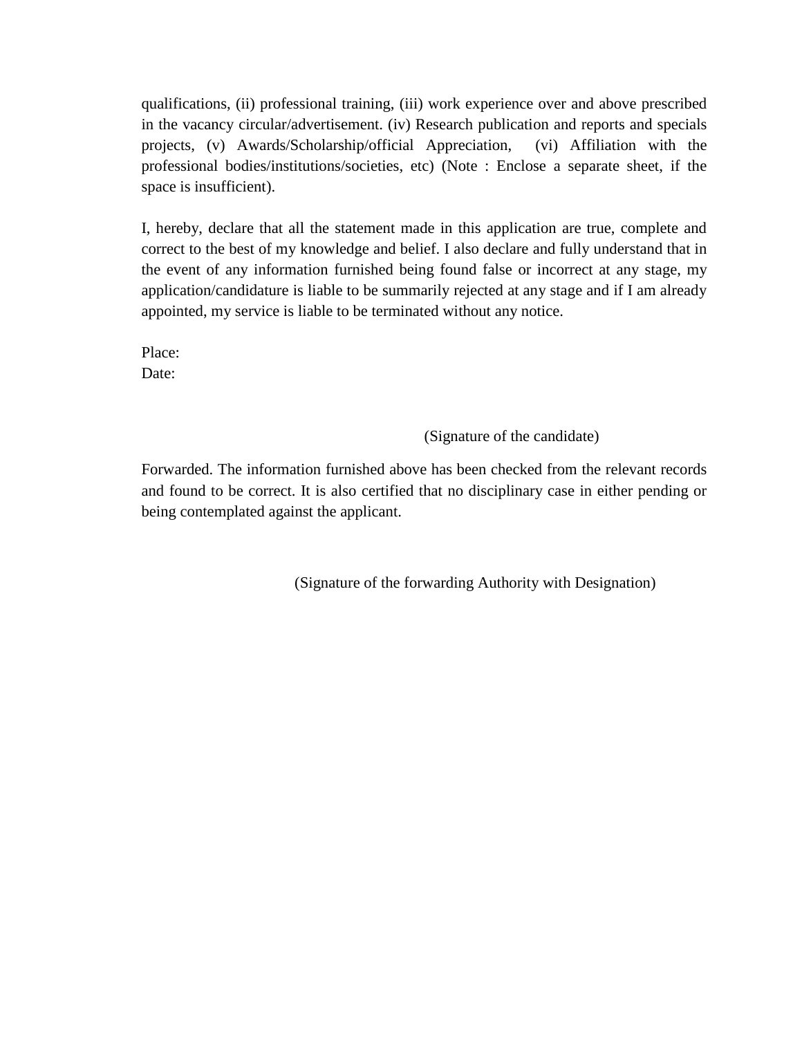qualifications, (ii) professional training, (iii) work experience over and above prescribed in the vacancy circular/advertisement. (iv) Research publication and reports and specials projects, (v) Awards/Scholarship/official Appreciation, (vi) Affiliation with the professional bodies/institutions/societies, etc) (Note : Enclose a separate sheet, if the space is insufficient).

I, hereby, declare that all the statement made in this application are true, complete and correct to the best of my knowledge and belief. I also declare and fully understand that in the event of any information furnished being found false or incorrect at any stage, my application/candidature is liable to be summarily rejected at any stage and if I am already appointed, my service is liable to be terminated without any notice.

Place:
Date:

(Signature of the candidate)

Forwarded. The information furnished above has been checked from the relevant records and found to be correct. It is also certified that no disciplinary case in either pending or being contemplated against the applicant.

(Signature of the forwarding Authority with Designation)